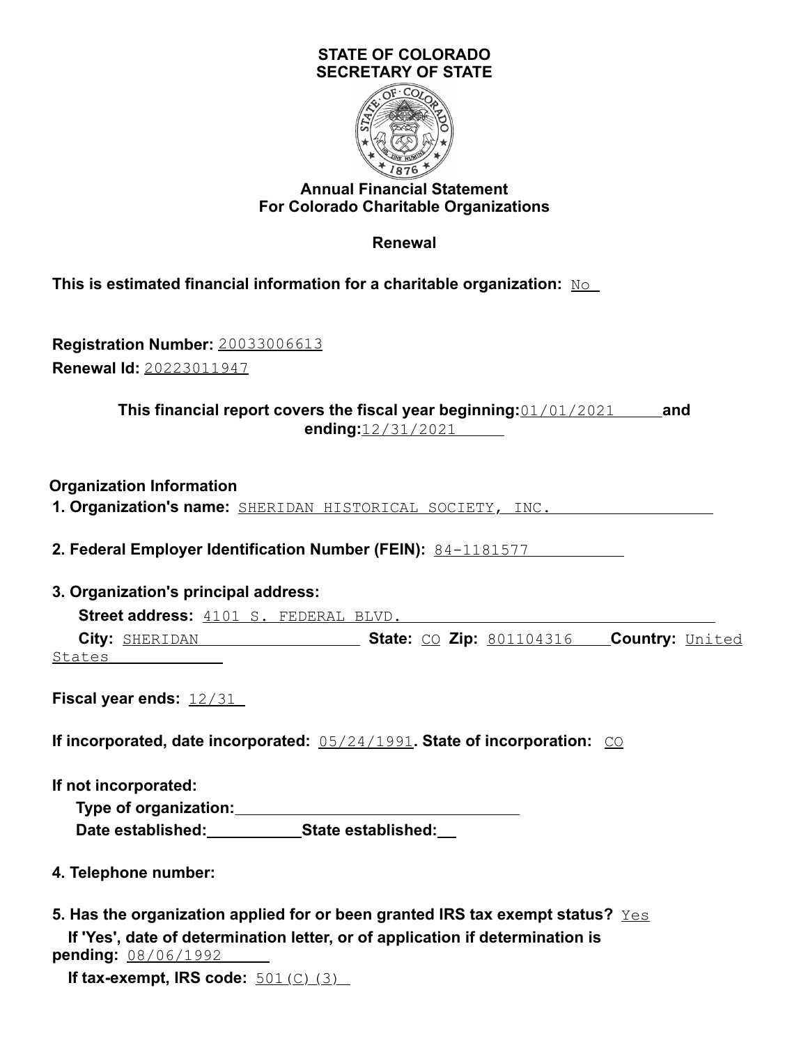# STATE OF COLORADO
# SECRETARY OF STATE

## Annual Financial Statement
## For Colorado Charitable Organizations

### Renewal

**This is estimated financial information for a charitable organization:** No

**Registration Number:** 20033006613

**Renewal Id:** 20223011947

**This financial report covers the fiscal year beginning:** 01/01/2021 **and ending:** 12/31/2021

### Organization Information

**1. Organization's name:** SHERIDAN HISTORICAL SOCIETY, INC.

**2. Federal Employer Identification Number (FEIN):** 84-1181577

**3. Organization's principal address:**

**Street address:** 4101 S. FEDERAL BLVD.

**City:** SHERIDAN **State:** CO **Zip:** 801104316 **Country:** United States

**Fiscal year ends:** 12/31

**If incorporated, date incorporated:** 05/24/1991**. State of incorporation:** CO

**If not incorporated:**

**Type of organization:**

**Date established:** **State established:**

**4. Telephone number:**

**5. Has the organization applied for or been granted IRS tax exempt status?** Yes

**If 'Yes', date of determination letter, or of application if determination is pending:** 08/06/1992

**If tax-exempt, IRS code:** 501(C)(3)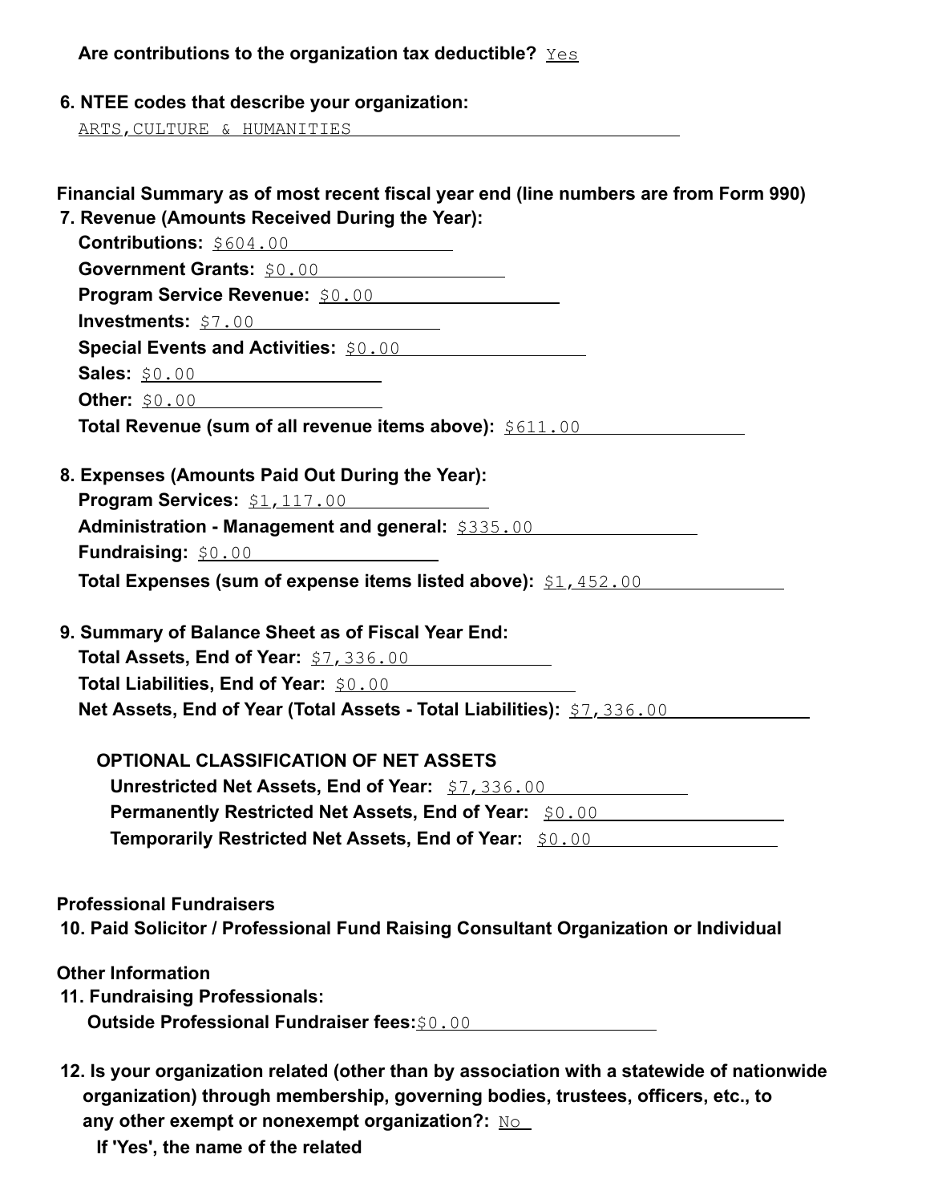**Are contributions to the organization tax deductible?** Yes

**6. NTEE codes that describe your organization:**

ARTS,CULTURE & HUMANITIES

**Financial Summary as of most recent fiscal year end (line numbers are from Form 990)**

**7. Revenue (Amounts Received During the Year):**

**Contributions:** $604.00

**Government Grants:** $0.00

**Program Service Revenue:** $0.00

**Investments:** $7.00

**Special Events and Activities:** $0.00

**Sales:** $0.00

**Other:** $0.00

**Total Revenue (sum of all revenue items above):** $611.00

**8. Expenses (Amounts Paid Out During the Year):**

**Program Services:** $1,117.00

**Administration - Management and general:** $335.00

**Fundraising:** $0.00

**Total Expenses (sum of expense items listed above):** $1,452.00

**9. Summary of Balance Sheet as of Fiscal Year End:**

**Total Assets, End of Year:** $7,336.00

**Total Liabilities, End of Year:** $0.00

**Net Assets, End of Year (Total Assets - Total Liabilities):** $7,336.00

**OPTIONAL CLASSIFICATION OF NET ASSETS**

**Unrestricted Net Assets, End of Year:** $7,336.00

**Permanently Restricted Net Assets, End of Year:** $0.00

**Temporarily Restricted Net Assets, End of Year:** $0.00

**Professional Fundraisers**

**10. Paid Solicitor / Professional Fund Raising Consultant Organization or Individual**

**Other Information**

**11. Fundraising Professionals:**

**Outside Professional Fundraiser fees:**$0.00

**12. Is your organization related (other than by association with a statewide of nationwide organization) through membership, governing bodies, trustees, officers, etc., to any other exempt or nonexempt organization?:** No

**If 'Yes', the name of the related**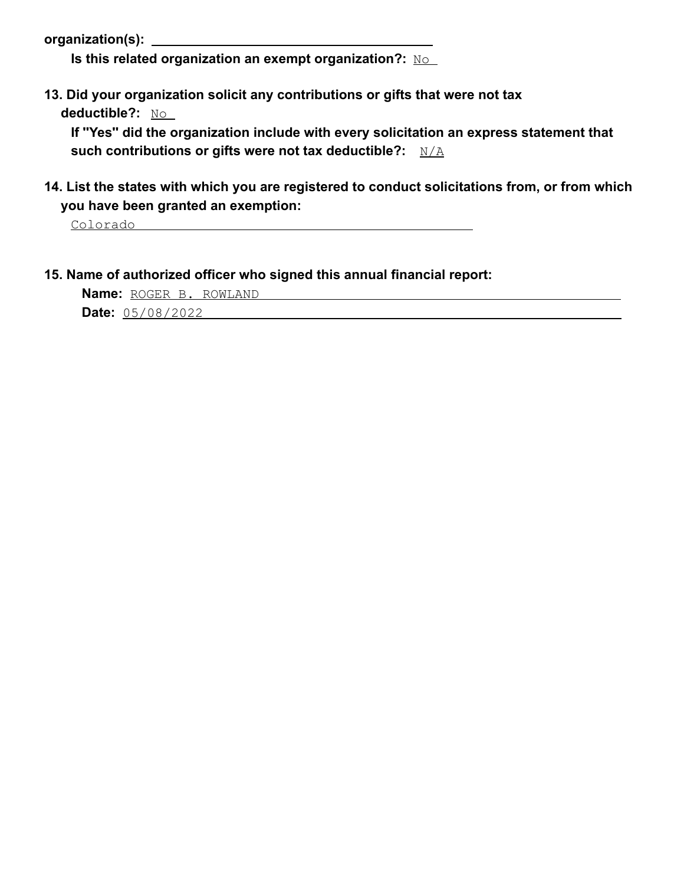**organization(s):** \_\_\_\_\_\_\_\_\_\_\_\_\_\_\_\_\_\_\_\_\_\_\_\_\_\_\_\_\_\_\_\_\_\_\_\_\_\_\_\_

**Is this related organization an exempt organization?:** No

**13. Did your organization solicit any contributions or gifts that were not tax deductible?:** No

**If "Yes" did the organization include with every solicitation an express statement that such contributions or gifts were not tax deductible?:** N/A

**14. List the states with which you are registered to conduct solicitations from, or from which you have been granted an exemption:**

Colorado

**15. Name of authorized officer who signed this annual financial report:**

**Name:** ROGER B. ROWLAND

**Date:** 05/08/2022